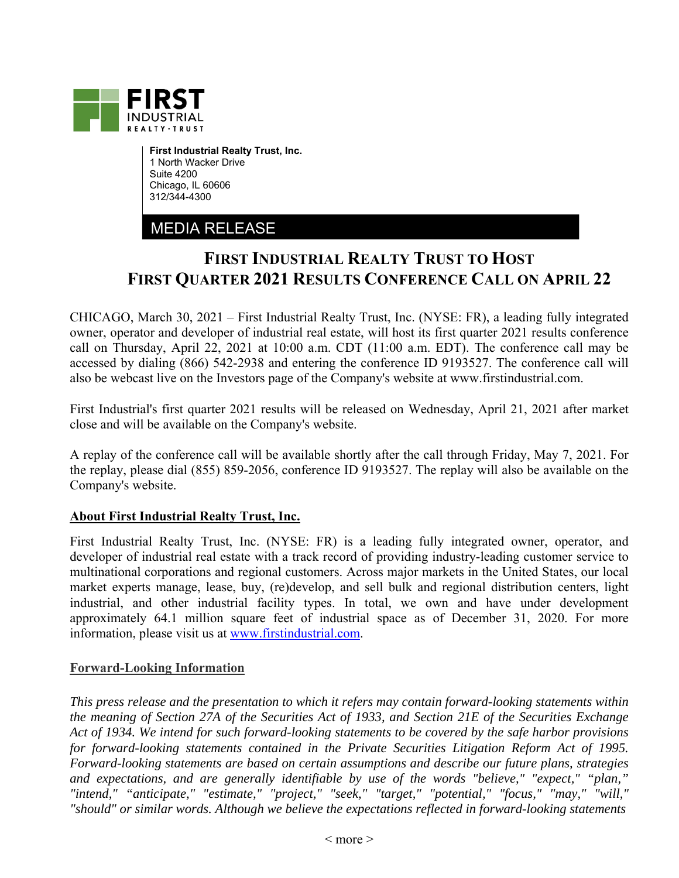**First Industrial Realty Trust, Inc.**
1 North Wacker Drive
Suite 4200
Chicago, IL 60606
312/344-4300

MEDIA RELEASE

# FIRST INDUSTRIAL REALTY TRUST TO HOST FIRST QUARTER 2021 RESULTS CONFERENCE CALL ON APRIL 22

CHICAGO, March 30, 2021 – First Industrial Realty Trust, Inc. (NYSE: FR), a leading fully integrated owner, operator and developer of industrial real estate, will host its first quarter 2021 results conference call on Thursday, April 22, 2021 at 10:00 a.m. CDT (11:00 a.m. EDT). The conference call may be accessed by dialing (866) 542-2938 and entering the conference ID 9193527. The conference call will also be webcast live on the Investors page of the Company's website at www.firstindustrial.com.

First Industrial's first quarter 2021 results will be released on Wednesday, April 21, 2021 after market close and will be available on the Company's website.

A replay of the conference call will be available shortly after the call through Friday, May 7, 2021. For the replay, please dial (855) 859-2056, conference ID 9193527. The replay will also be available on the Company's website.

**About First Industrial Realty Trust, Inc.**

First Industrial Realty Trust, Inc. (NYSE: FR) is a leading fully integrated owner, operator, and developer of industrial real estate with a track record of providing industry-leading customer service to multinational corporations and regional customers. Across major markets in the United States, our local market experts manage, lease, buy, (re)develop, and sell bulk and regional distribution centers, light industrial, and other industrial facility types. In total, we own and have under development approximately 64.1 million square feet of industrial space as of December 31, 2020. For more information, please visit us at www.firstindustrial.com.

**Forward-Looking Information**

*This press release and the presentation to which it refers may contain forward-looking statements within the meaning of Section 27A of the Securities Act of 1933, and Section 21E of the Securities Exchange Act of 1934. We intend for such forward-looking statements to be covered by the safe harbor provisions for forward-looking statements contained in the Private Securities Litigation Reform Act of 1995. Forward-looking statements are based on certain assumptions and describe our future plans, strategies and expectations, and are generally identifiable by use of the words "believe," "expect," "plan," "intend," "anticipate," "estimate," "project," "seek," "target," "potential," "focus," "may," "will," "should" or similar words. Although we believe the expectations reflected in forward-looking statements*

< more >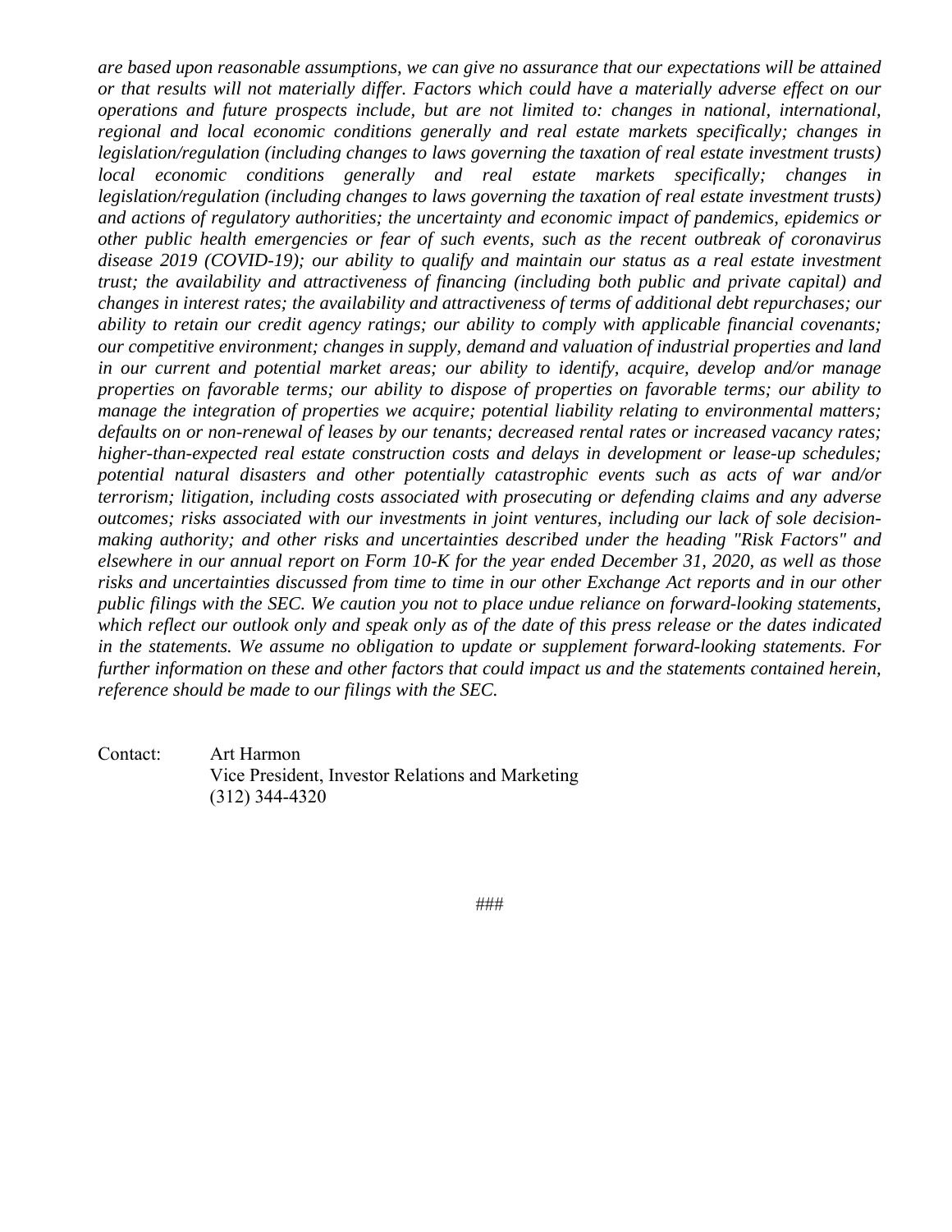*are based upon reasonable assumptions, we can give no assurance that our expectations will be attained or that results will not materially differ. Factors which could have a materially adverse effect on our operations and future prospects include, but are not limited to: changes in national, international, regional and local economic conditions generally and real estate markets specifically; changes in legislation/regulation (including changes to laws governing the taxation of real estate investment trusts) local economic conditions generally and real estate markets specifically; changes in legislation/regulation (including changes to laws governing the taxation of real estate investment trusts) and actions of regulatory authorities; the uncertainty and economic impact of pandemics, epidemics or other public health emergencies or fear of such events, such as the recent outbreak of coronavirus disease 2019 (COVID-19); our ability to qualify and maintain our status as a real estate investment trust; the availability and attractiveness of financing (including both public and private capital) and changes in interest rates; the availability and attractiveness of terms of additional debt repurchases; our ability to retain our credit agency ratings; our ability to comply with applicable financial covenants; our competitive environment; changes in supply, demand and valuation of industrial properties and land in our current and potential market areas; our ability to identify, acquire, develop and/or manage properties on favorable terms; our ability to dispose of properties on favorable terms; our ability to manage the integration of properties we acquire; potential liability relating to environmental matters; defaults on or non-renewal of leases by our tenants; decreased rental rates or increased vacancy rates; higher-than-expected real estate construction costs and delays in development or lease-up schedules; potential natural disasters and other potentially catastrophic events such as acts of war and/or terrorism; litigation, including costs associated with prosecuting or defending claims and any adverse outcomes; risks associated with our investments in joint ventures, including our lack of sole decision-making authority; and other risks and uncertainties described under the heading "Risk Factors" and elsewhere in our annual report on Form 10-K for the year ended December 31, 2020, as well as those risks and uncertainties discussed from time to time in our other Exchange Act reports and in our other public filings with the SEC. We caution you not to place undue reliance on forward-looking statements, which reflect our outlook only and speak only as of the date of this press release or the dates indicated in the statements. We assume no obligation to update or supplement forward-looking statements. For further information on these and other factors that could impact us and the statements contained herein, reference should be made to our filings with the SEC.*

Contact: Art Harmon
Vice President, Investor Relations and Marketing
(312) 344-4320

###